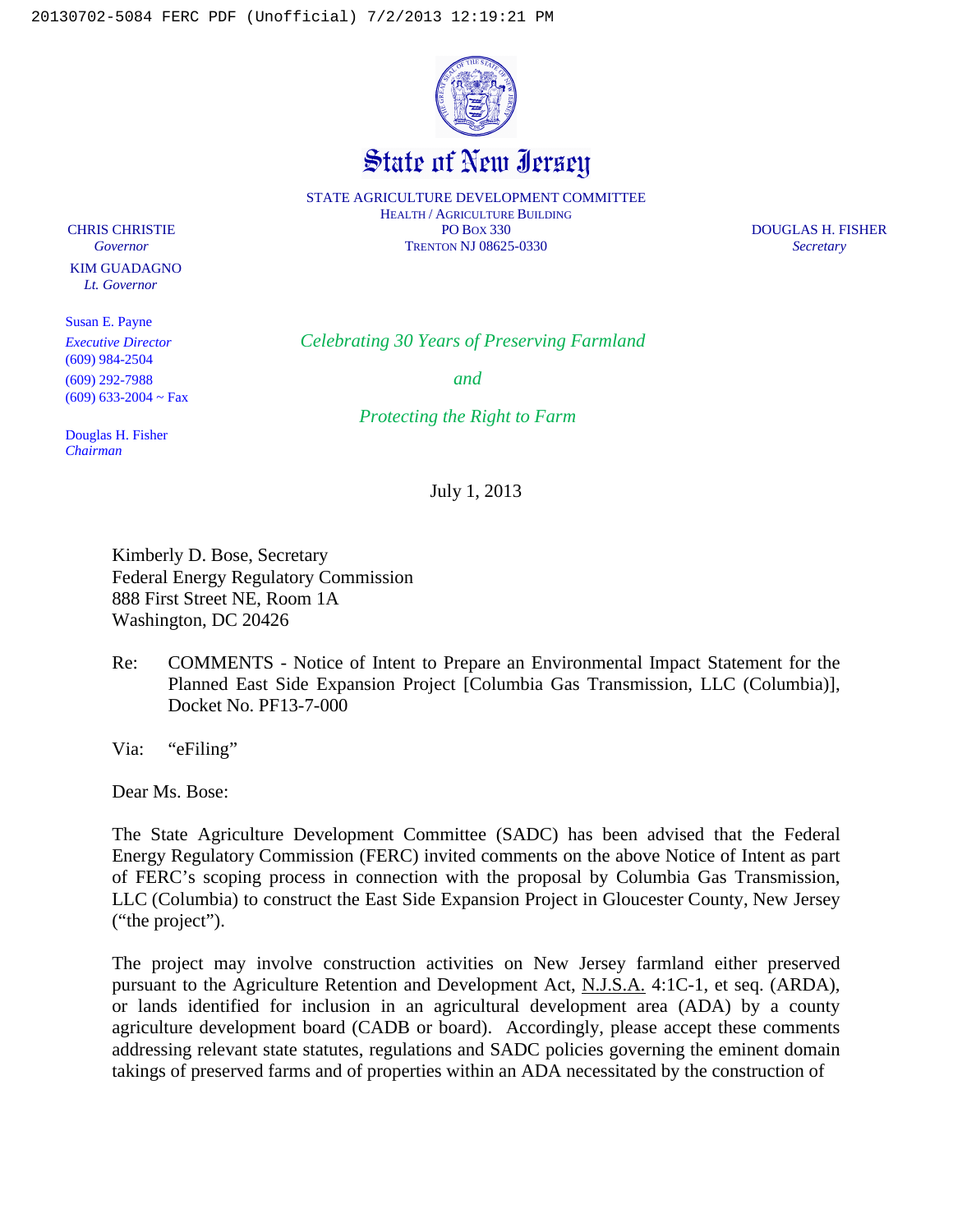# State of New Jersey

STATE AGRICULTURE DEVELOPMENT COMMITTEE
HEALTH / AGRICULTURE BUILDING
PO BOX 330
TRENTON NJ 08625-0330

CHRIS CHRISTIE
*Governor*

KIM GUADAGNO
*Lt. Governor*

DOUGLAS H. FISHER
*Secretary*

Susan E. Payne
*Executive Director*
(609) 984-2504
(609) 292-7988
(609) 633-2004 ~ Fax

Douglas H. Fisher
*Chairman*

*Celebrating 30 Years of Preserving Farmland*

*and*

*Protecting the Right to Farm*

July 1, 2013

Kimberly D. Bose, Secretary
Federal Energy Regulatory Commission
888 First Street NE, Room 1A
Washington, DC 20426

Re: COMMENTS - Notice of Intent to Prepare an Environmental Impact Statement for the Planned East Side Expansion Project [Columbia Gas Transmission, LLC (Columbia)], Docket No. PF13-7-000

Via: "eFiling"

Dear Ms. Bose:

The State Agriculture Development Committee (SADC) has been advised that the Federal Energy Regulatory Commission (FERC) invited comments on the above Notice of Intent as part of FERC's scoping process in connection with the proposal by Columbia Gas Transmission, LLC (Columbia) to construct the East Side Expansion Project in Gloucester County, New Jersey ("the project").

The project may involve construction activities on New Jersey farmland either preserved pursuant to the Agriculture Retention and Development Act, N.J.S.A. 4:1C-1, et seq. (ARDA), or lands identified for inclusion in an agricultural development area (ADA) by a county agriculture development board (CADB or board). Accordingly, please accept these comments addressing relevant state statutes, regulations and SADC policies governing the eminent domain takings of preserved farms and of properties within an ADA necessitated by the construction of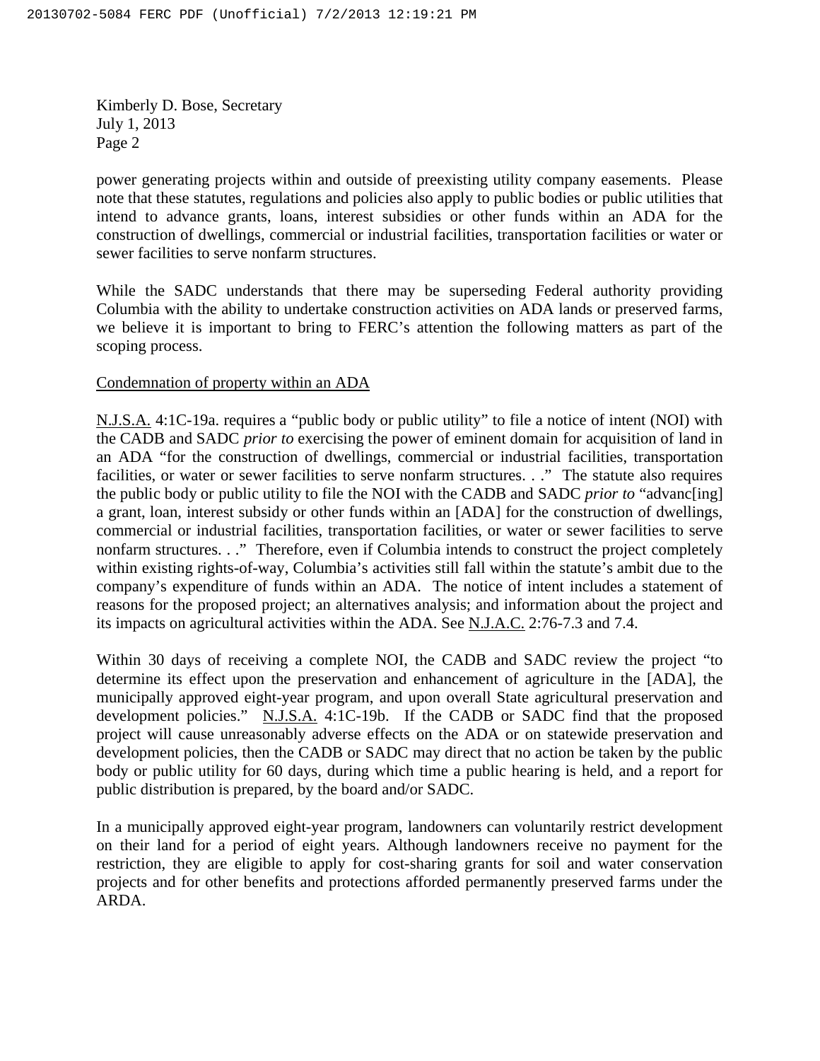power generating projects within and outside of preexisting utility company easements. Please note that these statutes, regulations and policies also apply to public bodies or public utilities that intend to advance grants, loans, interest subsidies or other funds within an ADA for the construction of dwellings, commercial or industrial facilities, transportation facilities or water or sewer facilities to serve nonfarm structures.

While the SADC understands that there may be superseding Federal authority providing Columbia with the ability to undertake construction activities on ADA lands or preserved farms, we believe it is important to bring to FERC's attention the following matters as part of the scoping process.

Condemnation of property within an ADA

N.J.S.A. 4:1C-19a. requires a "public body or public utility" to file a notice of intent (NOI) with the CADB and SADC *prior to* exercising the power of eminent domain for acquisition of land in an ADA "for the construction of dwellings, commercial or industrial facilities, transportation facilities, or water or sewer facilities to serve nonfarm structures. . ." The statute also requires the public body or public utility to file the NOI with the CADB and SADC *prior to* "advanc[ing] a grant, loan, interest subsidy or other funds within an [ADA] for the construction of dwellings, commercial or industrial facilities, transportation facilities, or water or sewer facilities to serve nonfarm structures. . ." Therefore, even if Columbia intends to construct the project completely within existing rights-of-way, Columbia's activities still fall within the statute's ambit due to the company's expenditure of funds within an ADA. The notice of intent includes a statement of reasons for the proposed project; an alternatives analysis; and information about the project and its impacts on agricultural activities within the ADA. See N.J.A.C. 2:76-7.3 and 7.4.

Within 30 days of receiving a complete NOI, the CADB and SADC review the project "to determine its effect upon the preservation and enhancement of agriculture in the [ADA], the municipally approved eight-year program, and upon overall State agricultural preservation and development policies." N.J.S.A. 4:1C-19b. If the CADB or SADC find that the proposed project will cause unreasonably adverse effects on the ADA or on statewide preservation and development policies, then the CADB or SADC may direct that no action be taken by the public body or public utility for 60 days, during which time a public hearing is held, and a report for public distribution is prepared, by the board and/or SADC.

In a municipally approved eight-year program, landowners can voluntarily restrict development on their land for a period of eight years. Although landowners receive no payment for the restriction, they are eligible to apply for cost-sharing grants for soil and water conservation projects and for other benefits and protections afforded permanently preserved farms under the ARDA.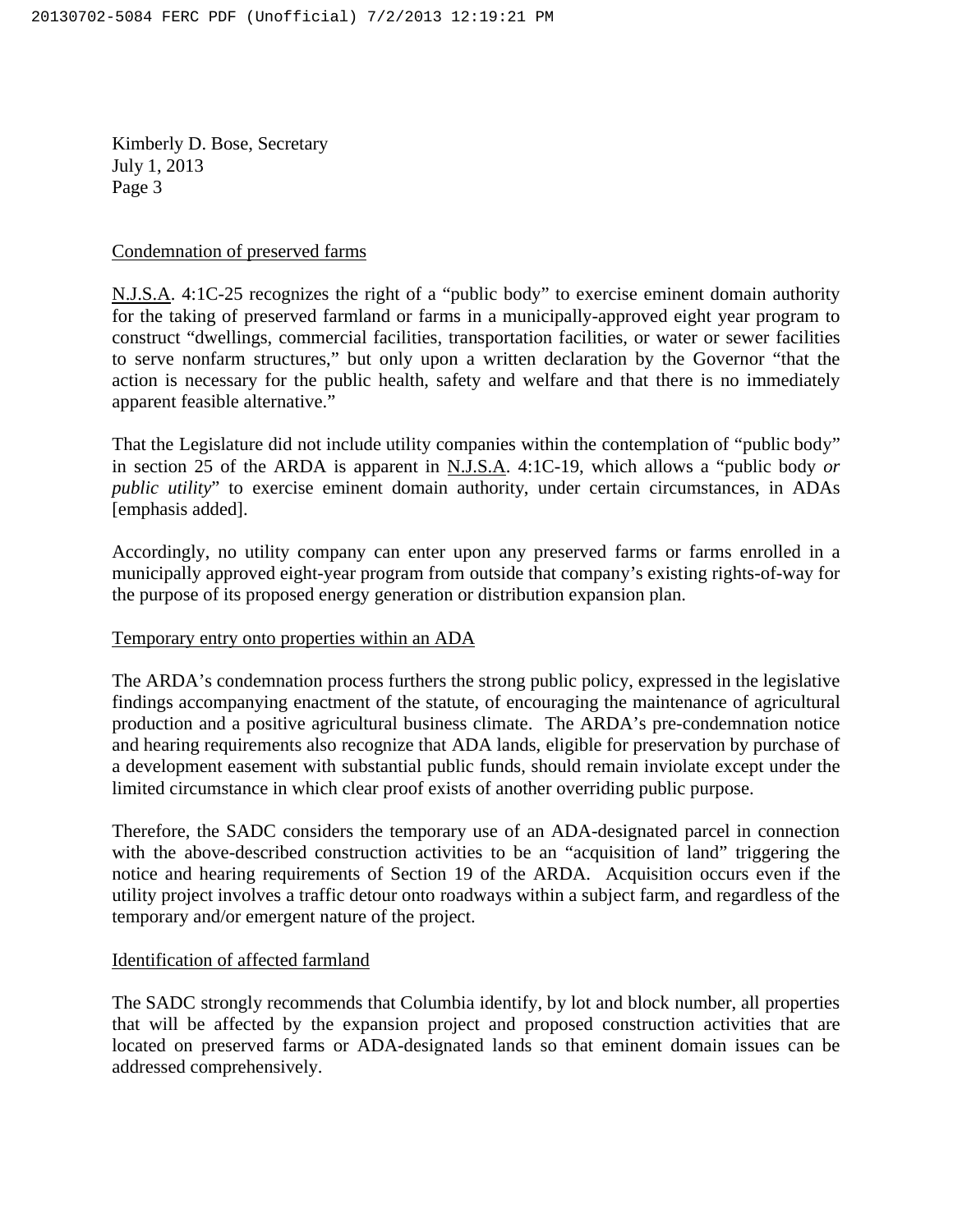Kimberly D. Bose, Secretary
July 1, 2013
Page 3

<u>Condemnation of preserved farms</u>

<u>N.J.S.A</u>. 4:1C-25 recognizes the right of a "public body" to exercise eminent domain authority for the taking of preserved farmland or farms in a municipally-approved eight year program to construct "dwellings, commercial facilities, transportation facilities, or water or sewer facilities to serve nonfarm structures," but only upon a written declaration by the Governor "that the action is necessary for the public health, safety and welfare and that there is no immediately apparent feasible alternative."

That the Legislature did not include utility companies within the contemplation of "public body" in section 25 of the ARDA is apparent in <u>N.J.S.A</u>. 4:1C-19, which allows a "public body *or public utility*" to exercise eminent domain authority, under certain circumstances, in ADAs [emphasis added].

Accordingly, no utility company can enter upon any preserved farms or farms enrolled in a municipally approved eight-year program from outside that company's existing rights-of-way for the purpose of its proposed energy generation or distribution expansion plan.

<u>Temporary entry onto properties within an ADA</u>

The ARDA's condemnation process furthers the strong public policy, expressed in the legislative findings accompanying enactment of the statute, of encouraging the maintenance of agricultural production and a positive agricultural business climate. The ARDA's pre-condemnation notice and hearing requirements also recognize that ADA lands, eligible for preservation by purchase of a development easement with substantial public funds, should remain inviolate except under the limited circumstance in which clear proof exists of another overriding public purpose.

Therefore, the SADC considers the temporary use of an ADA-designated parcel in connection with the above-described construction activities to be an "acquisition of land" triggering the notice and hearing requirements of Section 19 of the ARDA. Acquisition occurs even if the utility project involves a traffic detour onto roadways within a subject farm, and regardless of the temporary and/or emergent nature of the project.

<u>Identification of affected farmland</u>

The SADC strongly recommends that Columbia identify, by lot and block number, all properties that will be affected by the expansion project and proposed construction activities that are located on preserved farms or ADA-designated lands so that eminent domain issues can be addressed comprehensively.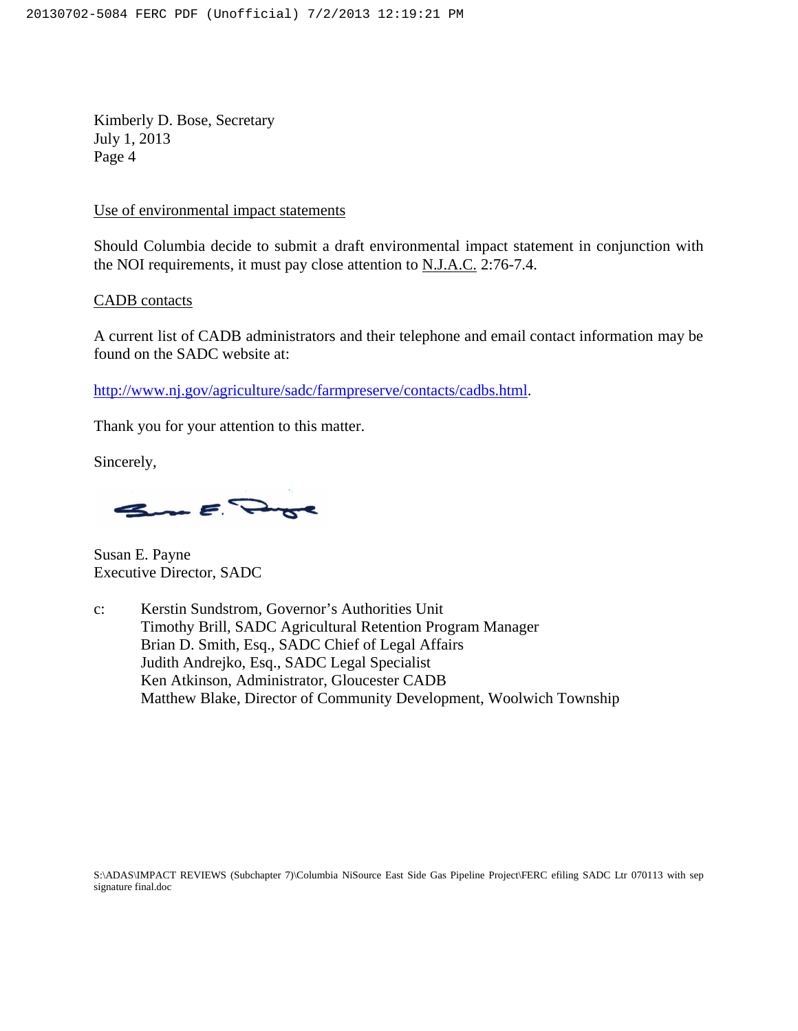Kimberly D. Bose, Secretary
July 1, 2013
Page 4

Use of environmental impact statements

Should Columbia decide to submit a draft environmental impact statement in conjunction with the NOI requirements, it must pay close attention to N.J.A.C. 2:76-7.4.

CADB contacts

A current list of CADB administrators and their telephone and email contact information may be found on the SADC website at:

http://www.nj.gov/agriculture/sadc/farmpreserve/contacts/cadbs.html.

Thank you for your attention to this matter.

Sincerely,

Susan E. Payne
Executive Director, SADC

c: Kerstin Sundstrom, Governor's Authorities Unit
Timothy Brill, SADC Agricultural Retention Program Manager
Brian D. Smith, Esq., SADC Chief of Legal Affairs
Judith Andrejko, Esq., SADC Legal Specialist
Ken Atkinson, Administrator, Gloucester CADB
Matthew Blake, Director of Community Development, Woolwich Township

S:\ADAS\IMPACT REVIEWS (Subchapter 7)\Columbia NiSource East Side Gas Pipeline Project\FERC efiling SADC Ltr 070113 with sep signature final.doc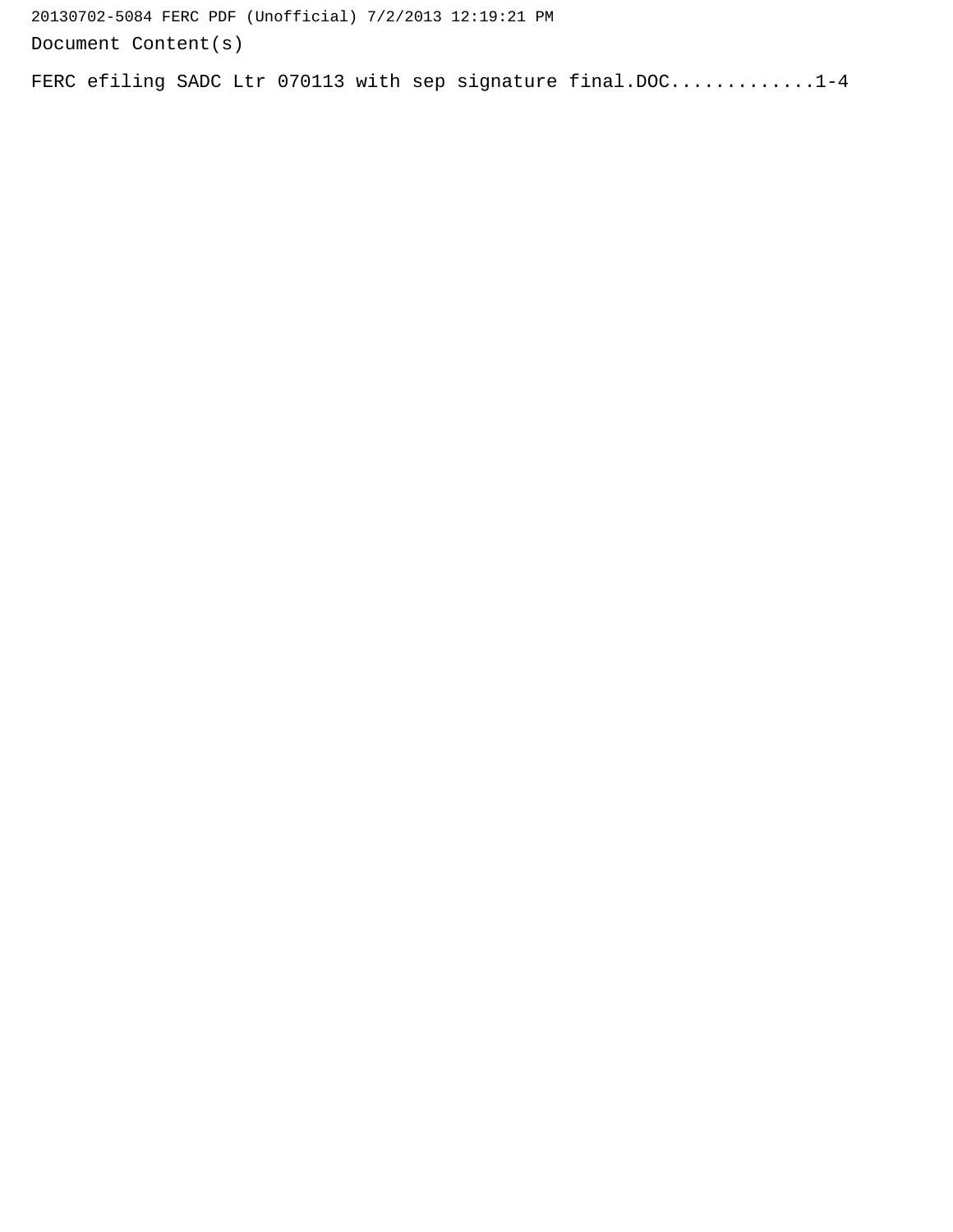Document Content(s)

FERC efiling SADC Ltr 070113 with sep signature final.DOC.............1-4